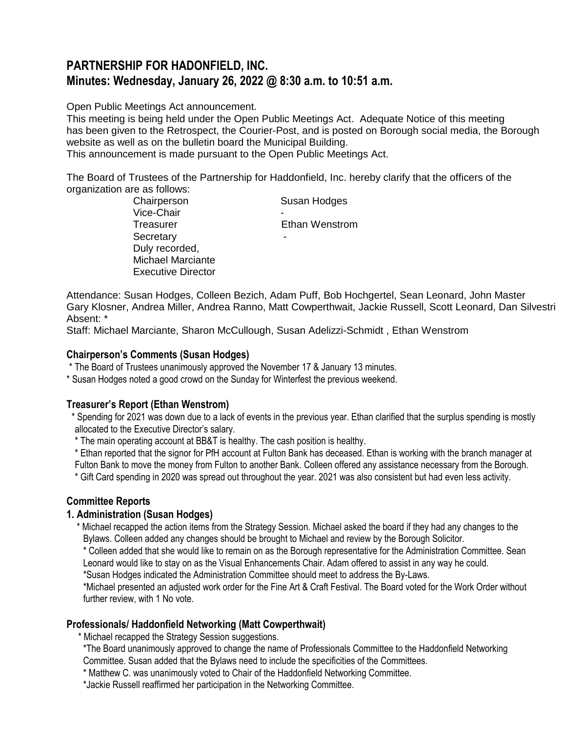# PARTNERSHIP FOR HADONFIELD, INC.
## Minutes: Wednesday, January 26, 2022 @ 8:30 a.m. to 10:51 a.m.

Open Public Meetings Act announcement.
This meeting is being held under the Open Public Meetings Act. Adequate Notice of this meeting has been given to the Retrospect, the Courier-Post, and is posted on Borough social media, the Borough website as well as on the bulletin board the Municipal Building.
This announcement is made pursuant to the Open Public Meetings Act.

The Board of Trustees of the Partnership for Haddonfield, Inc. hereby clarify that the officers of the organization are as follows:

| | |
|---|---|
| Chairperson | Susan Hodges |
| Vice-Chair | - |
| Treasurer | Ethan Wenstrom |
| Secretary | - |

Duly recorded,
Michael Marciante
Executive Director

Attendance: Susan Hodges, Colleen Bezich, Adam Puff, Bob Hochgertel, Sean Leonard, John Master Gary Klosner, Andrea Miller, Andrea Ranno, Matt Cowperthwait, Jackie Russell, Scott Leonard, Dan Silvestri
Absent: *
Staff: Michael Marciante, Sharon McCullough, Susan Adelizzi-Schmidt , Ethan Wenstrom

### Chairperson's Comments (Susan Hodges)

* The Board of Trustees unanimously approved the November 17 & January 13 minutes.
* Susan Hodges noted a good crowd on the Sunday for Winterfest the previous weekend.

### Treasurer's Report (Ethan Wenstrom)

* Spending for 2021 was down due to a lack of events in the previous year. Ethan clarified that the surplus spending is mostly allocated to the Executive Director's salary.
* The main operating account at BB&T is healthy. The cash position is healthy.
* Ethan reported that the signor for PfH account at Fulton Bank has deceased. Ethan is working with the branch manager at Fulton Bank to move the money from Fulton to another Bank. Colleen offered any assistance necessary from the Borough.
* Gift Card spending in 2020 was spread out throughout the year. 2021 was also consistent but had even less activity.

### Committee Reports

### 1. Administration (Susan Hodges)

* Michael recapped the action items from the Strategy Session. Michael asked the board if they had any changes to the Bylaws. Colleen added any changes should be brought to Michael and review by the Borough Solicitor.
* Colleen added that she would like to remain on as the Borough representative for the Administration Committee. Sean Leonard would like to stay on as the Visual Enhancements Chair. Adam offered to assist in any way he could.
* Susan Hodges indicated the Administration Committee should meet to address the By-Laws.
* Michael presented an adjusted work order for the Fine Art & Craft Festival. The Board voted for the Work Order without further review, with 1 No vote.

### Professionals/ Haddonfield Networking (Matt Cowperthwait)

* Michael recapped the Strategy Session suggestions.
* The Board unanimously approved to change the name of Professionals Committee to the Haddonfield Networking Committee. Susan added that the Bylaws need to include the specificities of the Committees.
* Matthew C. was unanimously voted to Chair of the Haddonfield Networking Committee.
* Jackie Russell reaffirmed her participation in the Networking Committee.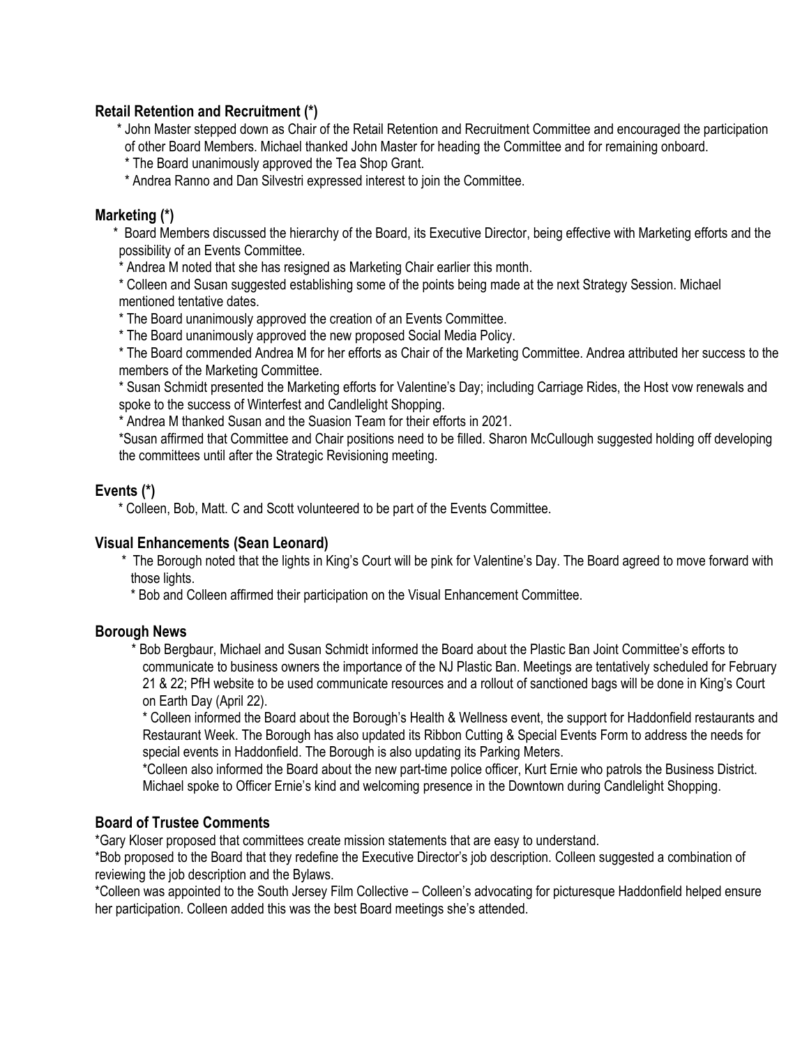## Retail Retention and Recruitment (*)

* John Master stepped down as Chair of the Retail Retention and Recruitment Committee and encouraged the participation of other Board Members. Michael thanked John Master for heading the Committee and for remaining onboard.
* The Board unanimously approved the Tea Shop Grant.
* Andrea Ranno and Dan Silvestri expressed interest to join the Committee.

## Marketing (*)

* Board Members discussed the hierarchy of the Board, its Executive Director, being effective with Marketing efforts and the possibility of an Events Committee.
* Andrea M noted that she has resigned as Marketing Chair earlier this month.
* Colleen and Susan suggested establishing some of the points being made at the next Strategy Session. Michael mentioned tentative dates.
* The Board unanimously approved the creation of an Events Committee.
* The Board unanimously approved the new proposed Social Media Policy.
* The Board commended Andrea M for her efforts as Chair of the Marketing Committee. Andrea attributed her success to the members of the Marketing Committee.
* Susan Schmidt presented the Marketing efforts for Valentine's Day; including Carriage Rides, the Host vow renewals and spoke to the success of Winterfest and Candlelight Shopping.
* Andrea M thanked Susan and the Suasion Team for their efforts in 2021.
* Susan affirmed that Committee and Chair positions need to be filled. Sharon McCullough suggested holding off developing the committees until after the Strategic Revisioning meeting.

## Events (*)

* Colleen, Bob, Matt. C and Scott volunteered to be part of the Events Committee.

## Visual Enhancements (Sean Leonard)

* The Borough noted that the lights in King's Court will be pink for Valentine's Day. The Board agreed to move forward with those lights.
* Bob and Colleen affirmed their participation on the Visual Enhancement Committee.

## Borough News

* Bob Bergbaur, Michael and Susan Schmidt informed the Board about the Plastic Ban Joint Committee's efforts to communicate to business owners the importance of the NJ Plastic Ban. Meetings are tentatively scheduled for February 21 & 22; PfH website to be used communicate resources and a rollout of sanctioned bags will be done in King's Court on Earth Day (April 22).
* Colleen informed the Board about the Borough's Health & Wellness event, the support for Haddonfield restaurants and Restaurant Week. The Borough has also updated its Ribbon Cutting & Special Events Form to address the needs for special events in Haddonfield. The Borough is also updating its Parking Meters.
* Colleen also informed the Board about the new part-time police officer, Kurt Ernie who patrols the Business District. Michael spoke to Officer Ernie's kind and welcoming presence in the Downtown during Candlelight Shopping.

## Board of Trustee Comments

* Gary Kloser proposed that committees create mission statements that are easy to understand.
* Bob proposed to the Board that they redefine the Executive Director's job description. Colleen suggested a combination of reviewing the job description and the Bylaws.
* Colleen was appointed to the South Jersey Film Collective – Colleen's advocating for picturesque Haddonfield helped ensure her participation. Colleen added this was the best Board meetings she's attended.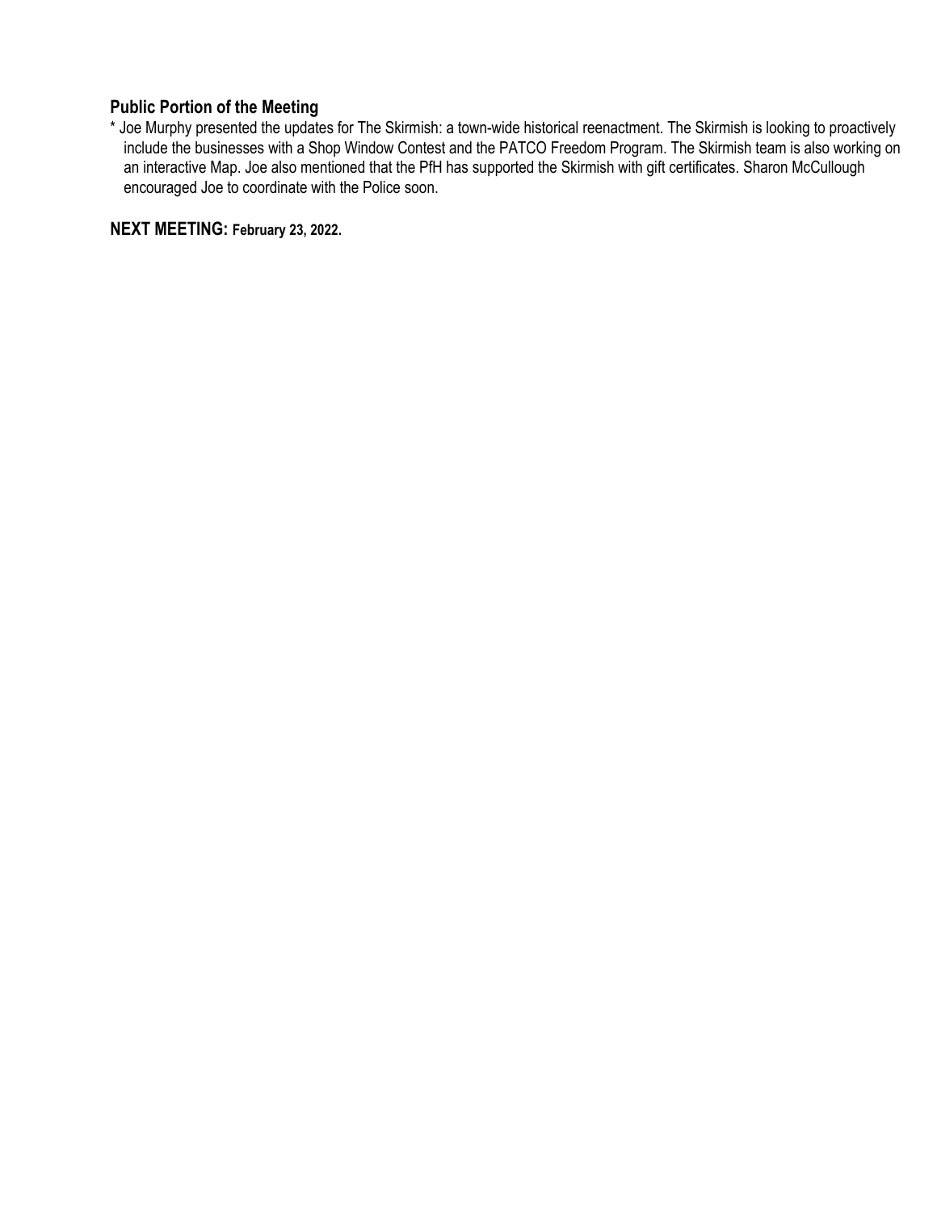**Public Portion of the Meeting**

* Joe Murphy presented the updates for The Skirmish: a town-wide historical reenactment. The Skirmish is looking to proactively include the businesses with a Shop Window Contest and the PATCO Freedom Program. The Skirmish team is also working on an interactive Map. Joe also mentioned that the PfH has supported the Skirmish with gift certificates. Sharon McCullough encouraged Joe to coordinate with the Police soon.

**NEXT MEETING: February 23, 2022.**